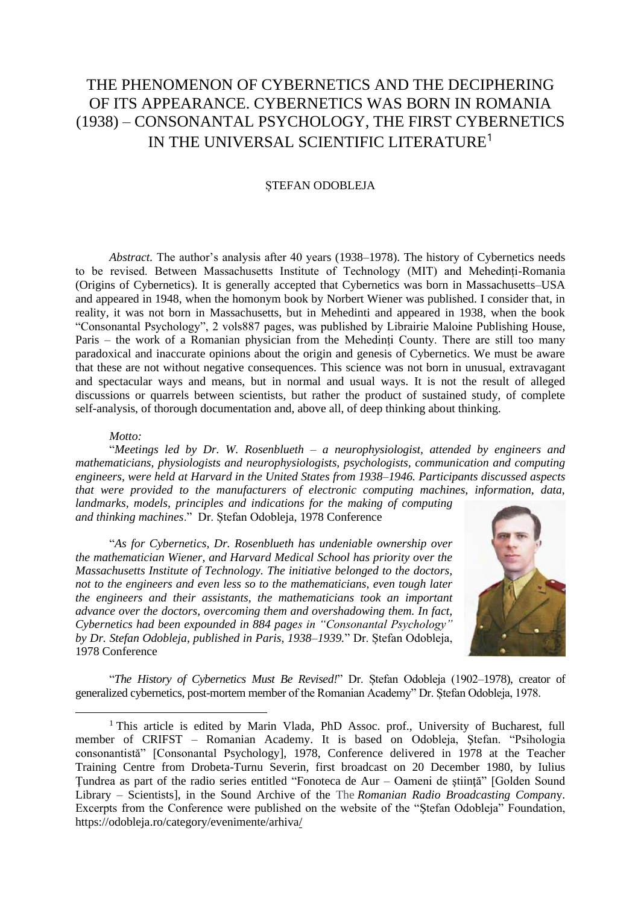# THE PHENOMENON OF CYBERNETICS AND THE DECIPHERING OF ITS APPEARANCE. CYBERNETICS WAS BORN IN ROMANIA (1938) – CONSONANTAL PSYCHOLOGY, THE FIRST CYBERNETICS IN THE UNIVERSAL SCIENTIFIC LITERATURE[1]

ȘTEFAN ODOBLEJA

*Abstract.* The author's analysis after 40 years (1938–1978). The history of Cybernetics needs to be revised. Between Massachusetts Institute of Technology (MIT) and Mehedinți-Romania (Origins of Cybernetics). It is generally accepted that Cybernetics was born in Massachusetts–USA and appeared in 1948, when the homonym book by Norbert Wiener was published. I consider that, in reality, it was not born in Massachusetts, but in Mehedinti and appeared in 1938, when the book "Consonantal Psychology", 2 vols887 pages, was published by Librairie Maloine Publishing House, Paris – the work of a Romanian physician from the Mehedinți County. There are still too many paradoxical and inaccurate opinions about the origin and genesis of Cybernetics. We must be aware that these are not without negative consequences. This science was not born in unusual, extravagant and spectacular ways and means, but in normal and usual ways. It is not the result of alleged discussions or quarrels between scientists, but rather the product of sustained study, of complete self-analysis, of thorough documentation and, above all, of deep thinking about thinking.

*Motto:*

"*Meetings led by Dr. W. Rosenblueth – a neurophysiologist, attended by engineers and mathematicians, physiologists and neurophysiologists, psychologists, communication and computing engineers, were held at Harvard in the United States from 1938–1946. Participants discussed aspects that were provided to the manufacturers of electronic computing machines, information, data, landmarks, models, principles and indications for the making of computing and thinking machines*." Dr. Ștefan Odobleja, 1978 Conference

"*As for Cybernetics, Dr. Rosenblueth has undeniable ownership over the mathematician Wiener, and Harvard Medical School has priority over the Massachusetts Institute of Technology. The initiative belonged to the doctors, not to the engineers and even less so to the mathematicians, even tough later the engineers and their assistants, the mathematicians took an important advance over the doctors, overcoming them and overshadowing them. In fact, Cybernetics had been expounded in 884 pages in "Consonantal Psychology" by Dr. Stefan Odobleja, published in Paris, 1938–1939.*" Dr. Ștefan Odobleja, 1978 Conference

"*The History of Cybernetics Must Be Revised!*" Dr. Ștefan Odobleja (1902–1978), creator of generalized cybernetics, post-mortem member of the Romanian Academy" Dr. Ștefan Odobleja, 1978.

---

[1] This article is edited by Marin Vlada, PhD Assoc. prof., University of Bucharest, full member of CRIFST – Romanian Academy. It is based on Odobleja, Ştefan. "Psihologia consonantistă" [Consonantal Psychology], 1978, Conference delivered in 1978 at the Teacher Training Centre from Drobeta-Turnu Severin, first broadcast on 20 December 1980, by Iulius Ţundrea as part of the radio series entitled "Fonoteca de Aur – Oameni de ştiinţă" [Golden Sound Library – Scientists], in the Sound Archive of the The *Romanian Radio Broadcasting Compan*y. Excerpts from the Conference were published on the website of the "Ştefan Odobleja" Foundation, https://odobleja.ro/category/evenimente/arhiva/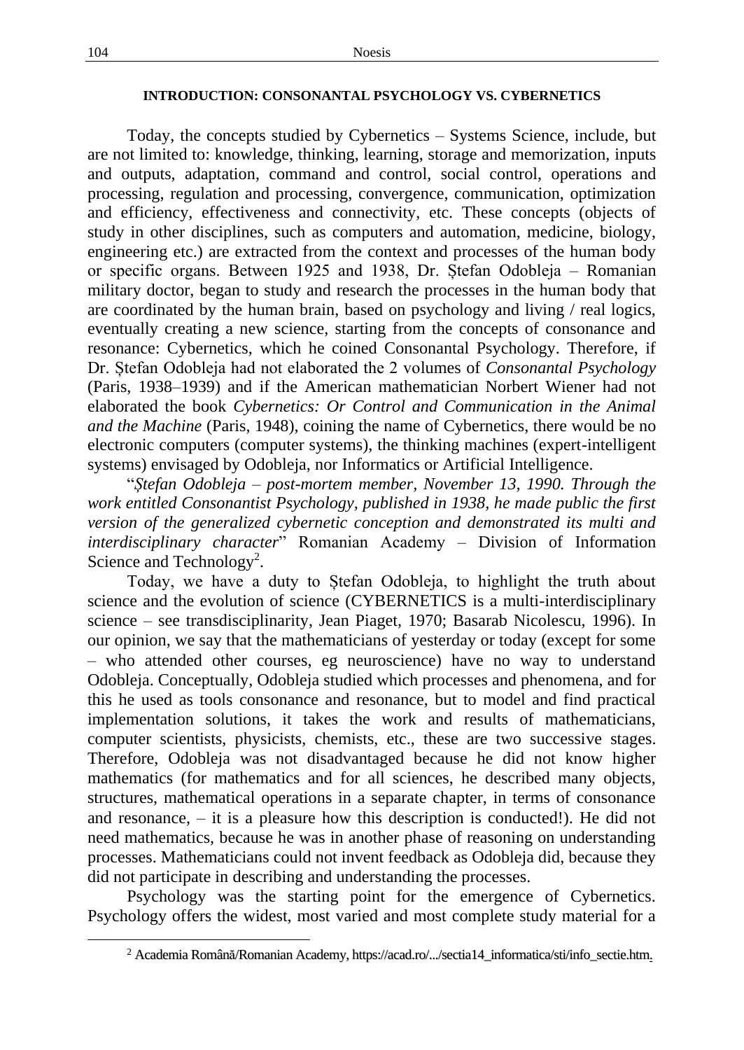## INTRODUCTION: CONSONANTAL PSYCHOLOGY VS. CYBERNETICS

Today, the concepts studied by Cybernetics – Systems Science, include, but are not limited to: knowledge, thinking, learning, storage and memorization, inputs and outputs, adaptation, command and control, social control, operations and processing, regulation and processing, convergence, communication, optimization and efficiency, effectiveness and connectivity, etc. These concepts (objects of study in other disciplines, such as computers and automation, medicine, biology, engineering etc.) are extracted from the context and processes of the human body or specific organs. Between 1925 and 1938, Dr. Ștefan Odobleja – Romanian military doctor, began to study and research the processes in the human body that are coordinated by the human brain, based on psychology and living / real logics, eventually creating a new science, starting from the concepts of consonance and resonance: Cybernetics, which he coined Consonantal Psychology. Therefore, if Dr. Ștefan Odobleja had not elaborated the 2 volumes of *Consonantal Psychology* (Paris, 1938–1939) and if the American mathematician Norbert Wiener had not elaborated the book *Cybernetics: Or Control and Communication in the Animal and the Machine* (Paris, 1948), coining the name of Cybernetics, there would be no electronic computers (computer systems), the thinking machines (expert-intelligent systems) envisaged by Odobleja, nor Informatics or Artificial Intelligence.

"*Ştefan Odobleja – post-mortem member, November 13, 1990. Through the work entitled Consonantist Psychology, published in 1938, he made public the first version of the generalized cybernetic conception and demonstrated its multi and interdisciplinary character*" Romanian Academy – Division of Information Science and Technology[2].

Today, we have a duty to Ștefan Odobleja, to highlight the truth about science and the evolution of science (CYBERNETICS is a multi-interdisciplinary science – see transdisciplinarity, Jean Piaget, 1970; Basarab Nicolescu, 1996). In our opinion, we say that the mathematicians of yesterday or today (except for some – who attended other courses, eg neuroscience) have no way to understand Odobleja. Conceptually, Odobleja studied which processes and phenomena, and for this he used as tools consonance and resonance, but to model and find practical implementation solutions, it takes the work and results of mathematicians, computer scientists, physicists, chemists, etc., these are two successive stages. Therefore, Odobleja was not disadvantaged because he did not know higher mathematics (for mathematics and for all sciences, he described many objects, structures, mathematical operations in a separate chapter, in terms of consonance and resonance, – it is a pleasure how this description is conducted!). He did not need mathematics, because he was in another phase of reasoning on understanding processes. Mathematicians could not invent feedback as Odobleja did, because they did not participate in describing and understanding the processes.

Psychology was the starting point for the emergence of Cybernetics. Psychology offers the widest, most varied and most complete study material for a

---

[2] Academia Română/Romanian Academy, https://acad.ro/.../sectia14_informatica/sti/info_sectie.htm.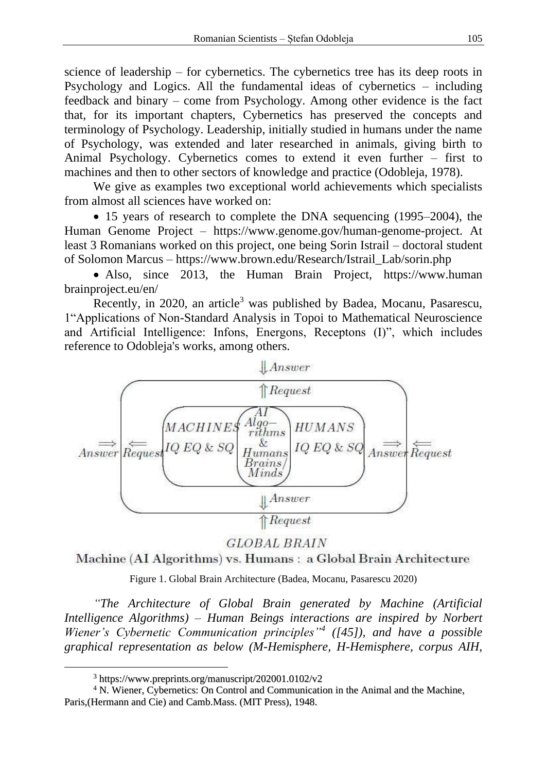science of leadership – for cybernetics. The cybernetics tree has its deep roots in Psychology and Logics. All the fundamental ideas of cybernetics – including feedback and binary – come from Psychology. Among other evidence is the fact that, for its important chapters, Cybernetics has preserved the concepts and terminology of Psychology. Leadership, initially studied in humans under the name of Psychology, was extended and later researched in animals, giving birth to Animal Psychology. Cybernetics comes to extend it even further – first to machines and then to other sectors of knowledge and practice (Odobleja, 1978).

We give as examples two exceptional world achievements which specialists from almost all sciences have worked on:

- 15 years of research to complete the DNA sequencing (1995–2004), the Human Genome Project – https://www.genome.gov/human-genome-project. At least 3 Romanians worked on this project, one being Sorin Istrail – doctoral student of Solomon Marcus – https://www.brown.edu/Research/Istrail_Lab/sorin.php
- Also, since 2013, the Human Brain Project, https://www.humanbrainproject.eu/en/

Recently, in 2020, an article[3] was published by Badea, Mocanu, Pasarescu, 1"Applications of Non-Standard Analysis in Topoi to Mathematical Neuroscience and Artificial Intelligence: Infons, Energons, Receptons (I)", which includes reference to Odobleja's works, among others.

Figure 1. Global Brain Architecture (Badea, Mocanu, Pasarescu 2020)

*"The Architecture of Global Brain generated by Machine (Artificial Intelligence Algorithms) – Human Beings interactions are inspired by Norbert Wiener's Cybernetic Communication principles"[4] ([45]), and have a possible graphical representation as below (M-Hemisphere, H-Hemisphere, corpus AIH,*

---

[3] https://www.preprints.org/manuscript/202001.0102/v2

[4] N. Wiener, Cybernetics: On Control and Communication in the Animal and the Machine, Paris,(Hermann and Cie) and Camb.Mass. (MIT Press), 1948.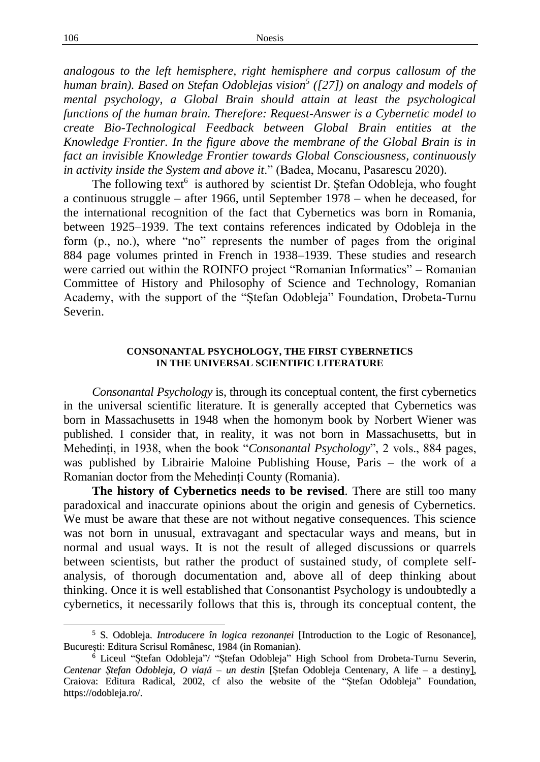*analogous to the left hemisphere, right hemisphere and corpus callosum of the human brain). Based on Stefan Odoblejas vision*[5] *([27]) on analogy and models of mental psychology, a Global Brain should attain at least the psychological functions of the human brain. Therefore: Request-Answer is a Cybernetic model to create Bio-Technological Feedback between Global Brain entities at the Knowledge Frontier. In the figure above the membrane of the Global Brain is in fact an invisible Knowledge Frontier towards Global Consciousness, continuously in activity inside the System and above it*." (Badea, Mocanu, Pasarescu 2020).

The following text[6] is authored by scientist Dr. Ștefan Odobleja, who fought a continuous struggle – after 1966, until September 1978 – when he deceased, for the international recognition of the fact that Cybernetics was born in Romania, between 1925–1939. The text contains references indicated by Odobleja in the form (p., no.), where "no" represents the number of pages from the original 884 page volumes printed in French in 1938–1939. These studies and research were carried out within the ROINFO project "Romanian Informatics" – Romanian Committee of History and Philosophy of Science and Technology, Romanian Academy, with the support of the "Ștefan Odobleja" Foundation, Drobeta-Turnu Severin.

## CONSONANTAL PSYCHOLOGY, THE FIRST CYBERNETICS IN THE UNIVERSAL SCIENTIFIC LITERATURE

*Consonantal Psychology* is, through its conceptual content, the first cybernetics in the universal scientific literature. It is generally accepted that Cybernetics was born in Massachusetts in 1948 when the homonym book by Norbert Wiener was published. I consider that, in reality, it was not born in Massachusetts, but in Mehedinți, in 1938, when the book "*Consonantal Psychology*", 2 vols., 884 pages, was published by Librairie Maloine Publishing House, Paris – the work of a Romanian doctor from the Mehedinți County (Romania).

**The history of Cybernetics needs to be revised**. There are still too many paradoxical and inaccurate opinions about the origin and genesis of Cybernetics. We must be aware that these are not without negative consequences. This science was not born in unusual, extravagant and spectacular ways and means, but in normal and usual ways. It is not the result of alleged discussions or quarrels between scientists, but rather the product of sustained study, of complete self-analysis, of thorough documentation and, above all of deep thinking about thinking. Once it is well established that Consonantist Psychology is undoubtedly a cybernetics, it necessarily follows that this is, through its conceptual content, the

---

[5] S. Odobleja. *Introducere în logica rezonanței* [Introduction to the Logic of Resonance], București: Editura Scrisul Românesc, 1984 (in Romanian).

[6] Liceul "Ștefan Odobleja"/ "Ștefan Odobleja" High School from Drobeta-Turnu Severin, *Centenar Ștefan Odobleja, O viață – un destin* [Ștefan Odobleja Centenary, A life – a destiny], Craiova: Editura Radical, 2002, cf also the website of the "Ștefan Odobleja" Foundation, https://odobleja.ro/.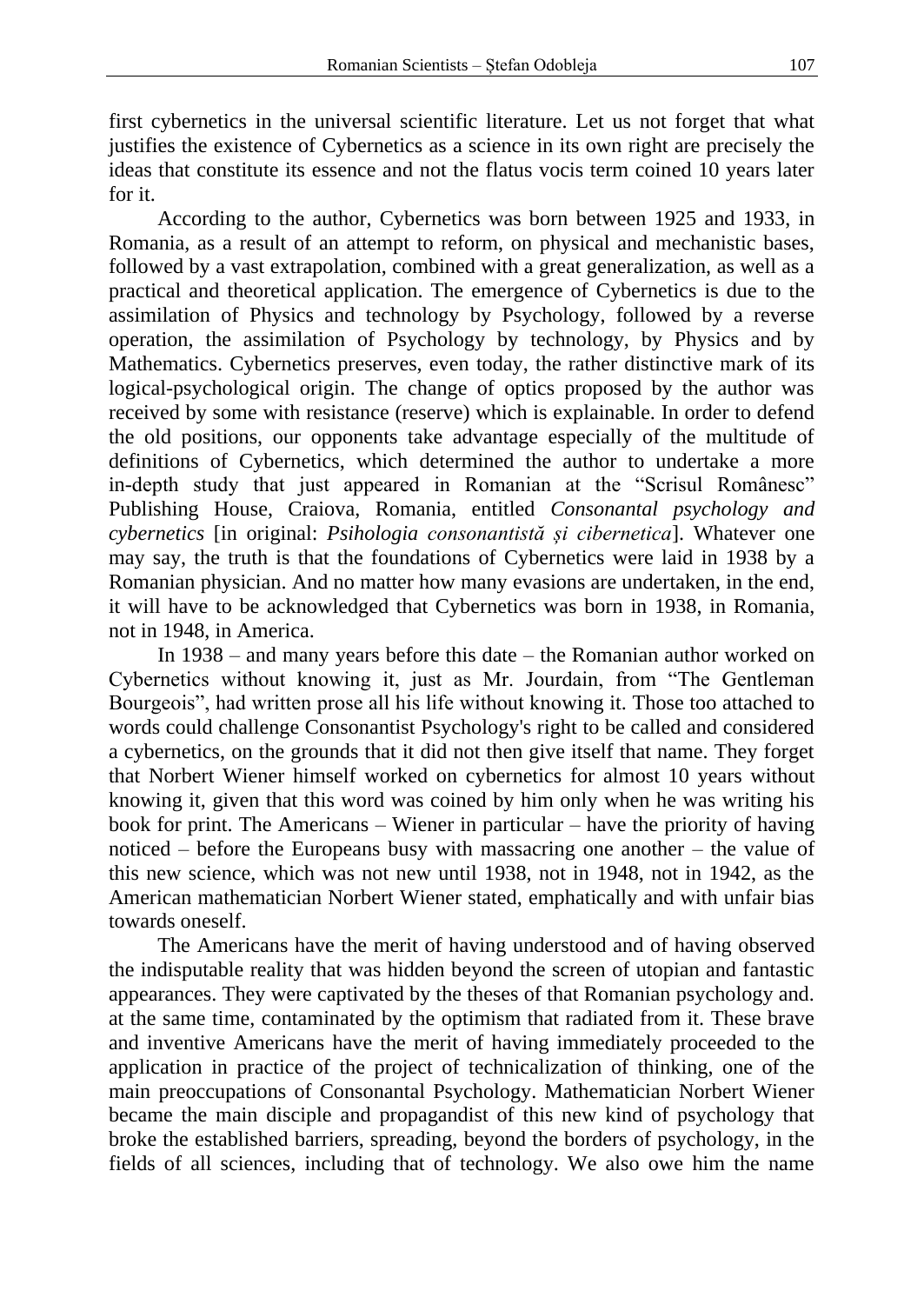first cybernetics in the universal scientific literature. Let us not forget that what justifies the existence of Cybernetics as a science in its own right are precisely the ideas that constitute its essence and not the flatus vocis term coined 10 years later for it.

According to the author, Cybernetics was born between 1925 and 1933, in Romania, as a result of an attempt to reform, on physical and mechanistic bases, followed by a vast extrapolation, combined with a great generalization, as well as a practical and theoretical application. The emergence of Cybernetics is due to the assimilation of Physics and technology by Psychology, followed by a reverse operation, the assimilation of Psychology by technology, by Physics and by Mathematics. Cybernetics preserves, even today, the rather distinctive mark of its logical-psychological origin. The change of optics proposed by the author was received by some with resistance (reserve) which is explainable. In order to defend the old positions, our opponents take advantage especially of the multitude of definitions of Cybernetics, which determined the author to undertake a more in-depth study that just appeared in Romanian at the "Scrisul Românesc" Publishing House, Craiova, Romania, entitled *Consonantal psychology and cybernetics* [in original: *Psihologia consonantistă și cibernetica*]. Whatever one may say, the truth is that the foundations of Cybernetics were laid in 1938 by a Romanian physician. And no matter how many evasions are undertaken, in the end, it will have to be acknowledged that Cybernetics was born in 1938, in Romania, not in 1948, in America.

In 1938 – and many years before this date – the Romanian author worked on Cybernetics without knowing it, just as Mr. Jourdain, from "The Gentleman Bourgeois", had written prose all his life without knowing it. Those too attached to words could challenge Consonantist Psychology's right to be called and considered a cybernetics, on the grounds that it did not then give itself that name. They forget that Norbert Wiener himself worked on cybernetics for almost 10 years without knowing it, given that this word was coined by him only when he was writing his book for print. The Americans – Wiener in particular – have the priority of having noticed – before the Europeans busy with massacring one another – the value of this new science, which was not new until 1938, not in 1948, not in 1942, as the American mathematician Norbert Wiener stated, emphatically and with unfair bias towards oneself.

The Americans have the merit of having understood and of having observed the indisputable reality that was hidden beyond the screen of utopian and fantastic appearances. They were captivated by the theses of that Romanian psychology and. at the same time, contaminated by the optimism that radiated from it. These brave and inventive Americans have the merit of having immediately proceeded to the application in practice of the project of technicalization of thinking, one of the main preoccupations of Consonantal Psychology. Mathematician Norbert Wiener became the main disciple and propagandist of this new kind of psychology that broke the established barriers, spreading, beyond the borders of psychology, in the fields of all sciences, including that of technology. We also owe him the name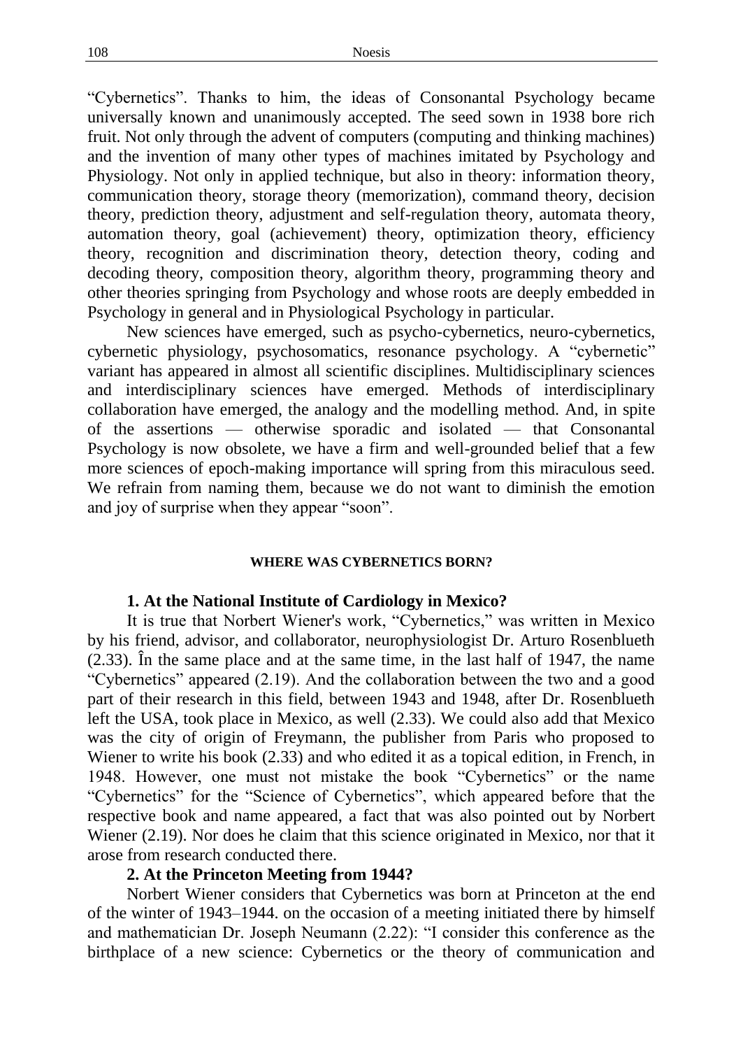“Cybernetics”. Thanks to him, the ideas of Consonantal Psychology became universally known and unanimously accepted. The seed sown in 1938 bore rich fruit. Not only through the advent of computers (computing and thinking machines) and the invention of many other types of machines imitated by Psychology and Physiology. Not only in applied technique, but also in theory: information theory, communication theory, storage theory (memorization), command theory, decision theory, prediction theory, adjustment and self-regulation theory, automata theory, automation theory, goal (achievement) theory, optimization theory, efficiency theory, recognition and discrimination theory, detection theory, coding and decoding theory, composition theory, algorithm theory, programming theory and other theories springing from Psychology and whose roots are deeply embedded in Psychology in general and in Physiological Psychology in particular.

New sciences have emerged, such as psycho-cybernetics, neuro-cybernetics, cybernetic physiology, psychosomatics, resonance psychology. A “cybernetic” variant has appeared in almost all scientific disciplines. Multidisciplinary sciences and interdisciplinary sciences have emerged. Methods of interdisciplinary collaboration have emerged, the analogy and the modelling method. And, in spite of the assertions — otherwise sporadic and isolated — that Consonantal Psychology is now obsolete, we have a firm and well-grounded belief that a few more sciences of epoch-making importance will spring from this miraculous seed. We refrain from naming them, because we do not want to diminish the emotion and joy of surprise when they appear “soon”.

## WHERE WAS CYBERNETICS BORN?

### 1. At the National Institute of Cardiology in Mexico?

It is true that Norbert Wiener's work, “Cybernetics,” was written in Mexico by his friend, advisor, and collaborator, neurophysiologist Dr. Arturo Rosenblueth (2.33). În the same place and at the same time, in the last half of 1947, the name “Cybernetics” appeared (2.19). And the collaboration between the two and a good part of their research in this field, between 1943 and 1948, after Dr. Rosenblueth left the USA, took place in Mexico, as well (2.33). We could also add that Mexico was the city of origin of Freymann, the publisher from Paris who proposed to Wiener to write his book (2.33) and who edited it as a topical edition, in French, in 1948. However, one must not mistake the book “Cybernetics” or the name “Cybernetics” for the “Science of Cybernetics”, which appeared before that the respective book and name appeared, a fact that was also pointed out by Norbert Wiener (2.19). Nor does he claim that this science originated in Mexico, nor that it arose from research conducted there.

### 2. At the Princeton Meeting from 1944?

Norbert Wiener considers that Cybernetics was born at Princeton at the end of the winter of 1943–1944. on the occasion of a meeting initiated there by himself and mathematician Dr. Joseph Neumann (2.22): “I consider this conference as the birthplace of a new science: Cybernetics or the theory of communication and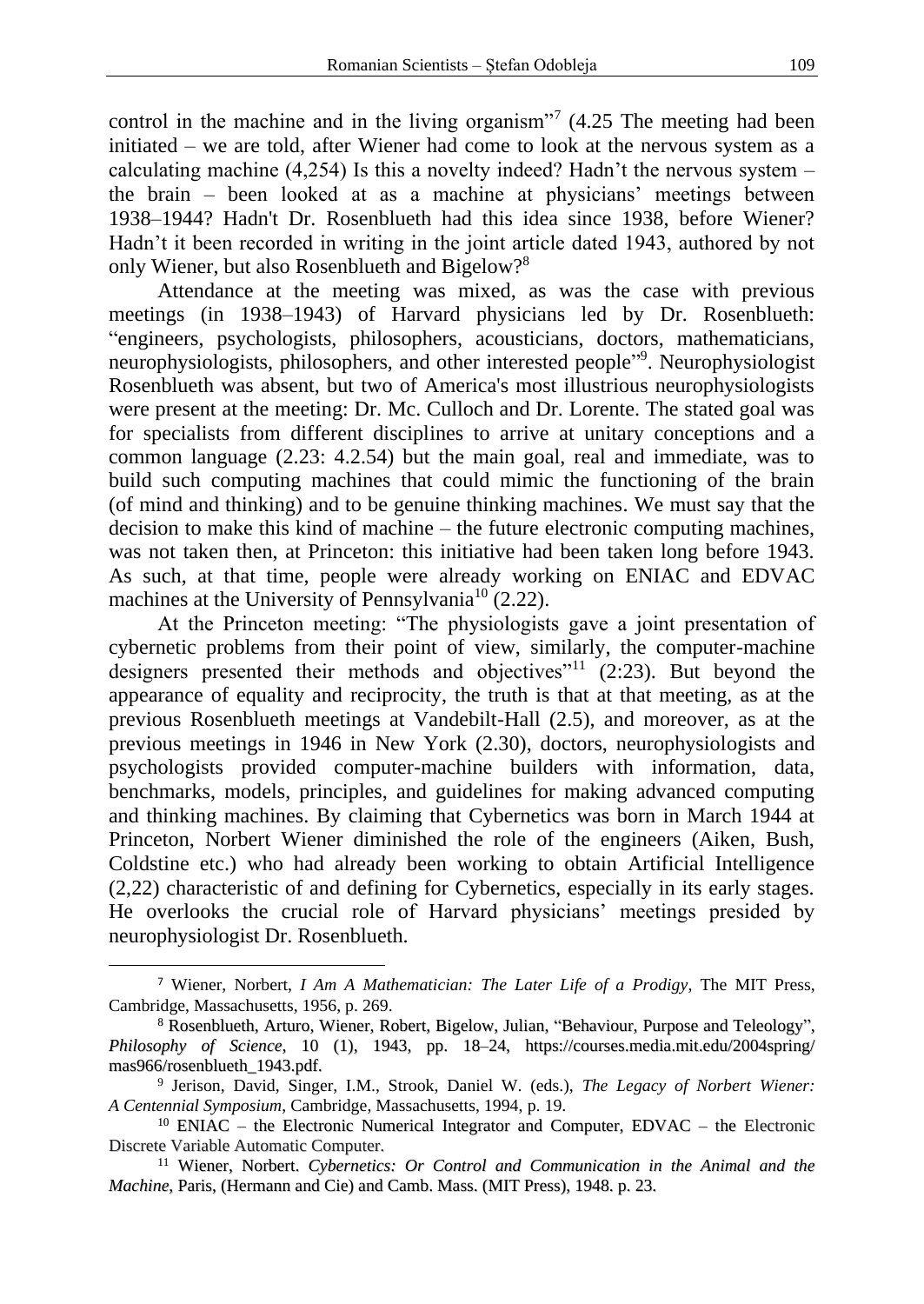control in the machine and in the living organism"[7] (4.25 The meeting had been initiated – we are told, after Wiener had come to look at the nervous system as a calculating machine (4,254) Is this a novelty indeed? Hadn't the nervous system – the brain – been looked at as a machine at physicians' meetings between 1938–1944? Hadn't Dr. Rosenblueth had this idea since 1938, before Wiener? Hadn't it been recorded in writing in the joint article dated 1943, authored by not only Wiener, but also Rosenblueth and Bigelow?[8]

Attendance at the meeting was mixed, as was the case with previous meetings (in 1938–1943) of Harvard physicians led by Dr. Rosenblueth: "engineers, psychologists, philosophers, acousticians, doctors, mathematicians, neurophysiologists, philosophers, and other interested people"[9]. Neurophysiologist Rosenblueth was absent, but two of America's most illustrious neurophysiologists were present at the meeting: Dr. Mc. Culloch and Dr. Lorente. The stated goal was for specialists from different disciplines to arrive at unitary conceptions and a common language (2.23: 4.2.54) but the main goal, real and immediate, was to build such computing machines that could mimic the functioning of the brain (of mind and thinking) and to be genuine thinking machines. We must say that the decision to make this kind of machine – the future electronic computing machines, was not taken then, at Princeton: this initiative had been taken long before 1943. As such, at that time, people were already working on ENIAC and EDVAC machines at the University of Pennsylvania[10] (2.22).

At the Princeton meeting: "The physiologists gave a joint presentation of cybernetic problems from their point of view, similarly, the computer-machine designers presented their methods and objectives"[11] (2:23). But beyond the appearance of equality and reciprocity, the truth is that at that meeting, as at the previous Rosenblueth meetings at Vandebilt-Hall (2.5), and moreover, as at the previous meetings in 1946 in New York (2.30), doctors, neurophysiologists and psychologists provided computer-machine builders with information, data, benchmarks, models, principles, and guidelines for making advanced computing and thinking machines. By claiming that Cybernetics was born in March 1944 at Princeton, Norbert Wiener diminished the role of the engineers (Aiken, Bush, Coldstine etc.) who had already been working to obtain Artificial Intelligence (2,22) characteristic of and defining for Cybernetics, especially in its early stages. He overlooks the crucial role of Harvard physicians' meetings presided by neurophysiologist Dr. Rosenblueth.

---

[7] Wiener, Norbert, *I Am A Mathematician: The Later Life of a Prodigy*, The MIT Press, Cambridge, Massachusetts, 1956, p. 269.

[8] Rosenblueth, Arturo, Wiener, Robert, Bigelow, Julian, "Behaviour, Purpose and Teleology", *Philosophy of Science*, 10 (1), 1943, pp. 18–24, https://courses.media.mit.edu/2004spring/mas966/rosenblueth_1943.pdf.

[9] Jerison, David, Singer, I.M., Strook, Daniel W. (eds.), *The Legacy of Norbert Wiener: A Centennial Symposium*, Cambridge, Massachusetts, 1994, p. 19.

[10] ENIAC – the Electronic Numerical Integrator and Computer, EDVAC – the Electronic Discrete Variable Automatic Computer.

[11] Wiener, Norbert. *Cybernetics: Or Control and Communication in the Animal and the Machine*, Paris, (Hermann and Cie) and Camb. Mass. (MIT Press), 1948. p. 23.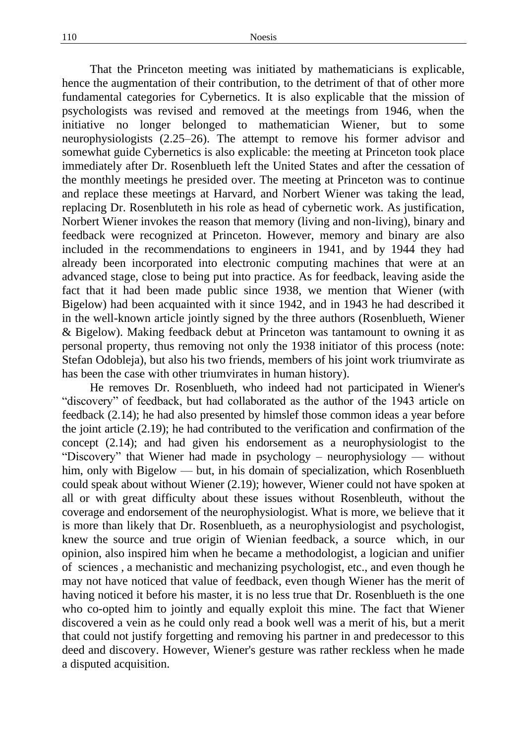That the Princeton meeting was initiated by mathematicians is explicable, hence the augmentation of their contribution, to the detriment of that of other more fundamental categories for Cybernetics. It is also explicable that the mission of psychologists was revised and removed at the meetings from 1946, when the initiative no longer belonged to mathematician Wiener, but to some neurophysiologists (2.25–26). The attempt to remove his former advisor and somewhat guide Cybernetics is also explicable: the meeting at Princeton took place immediately after Dr. Rosenblueth left the United States and after the cessation of the monthly meetings he presided over. The meeting at Princeton was to continue and replace these meetings at Harvard, and Norbert Wiener was taking the lead, replacing Dr. Rosenbluteth in his role as head of cybernetic work. As justification, Norbert Wiener invokes the reason that memory (living and non-living), binary and feedback were recognized at Princeton. However, memory and binary are also included in the recommendations to engineers in 1941, and by 1944 they had already been incorporated into electronic computing machines that were at an advanced stage, close to being put into practice. As for feedback, leaving aside the fact that it had been made public since 1938, we mention that Wiener (with Bigelow) had been acquainted with it since 1942, and in 1943 he had described it in the well-known article jointly signed by the three authors (Rosenblueth, Wiener & Bigelow). Making feedback debut at Princeton was tantamount to owning it as personal property, thus removing not only the 1938 initiator of this process (note: Stefan Odobleja), but also his two friends, members of his joint work triumvirate as has been the case with other triumvirates in human history).

He removes Dr. Rosenblueth, who indeed had not participated in Wiener's "discovery" of feedback, but had collaborated as the author of the 1943 article on feedback (2.14); he had also presented by himslef those common ideas a year before the joint article (2.19); he had contributed to the verification and confirmation of the concept (2.14); and had given his endorsement as a neurophysiologist to the "Discovery" that Wiener had made in psychology – neurophysiology — without him, only with Bigelow — but, in his domain of specialization, which Rosenblueth could speak about without Wiener (2.19); however, Wiener could not have spoken at all or with great difficulty about these issues without Rosenbleuth, without the coverage and endorsement of the neurophysiologist. What is more, we believe that it is more than likely that Dr. Rosenblueth, as a neurophysiologist and psychologist, knew the source and true origin of Wienian feedback, a source which, in our opinion, also inspired him when he became a methodologist, a logician and unifier of sciences , a mechanistic and mechanizing psychologist, etc., and even though he may not have noticed that value of feedback, even though Wiener has the merit of having noticed it before his master, it is no less true that Dr. Rosenblueth is the one who co-opted him to jointly and equally exploit this mine. The fact that Wiener discovered a vein as he could only read a book well was a merit of his, but a merit that could not justify forgetting and removing his partner in and predecessor to this deed and discovery. However, Wiener's gesture was rather reckless when he made a disputed acquisition.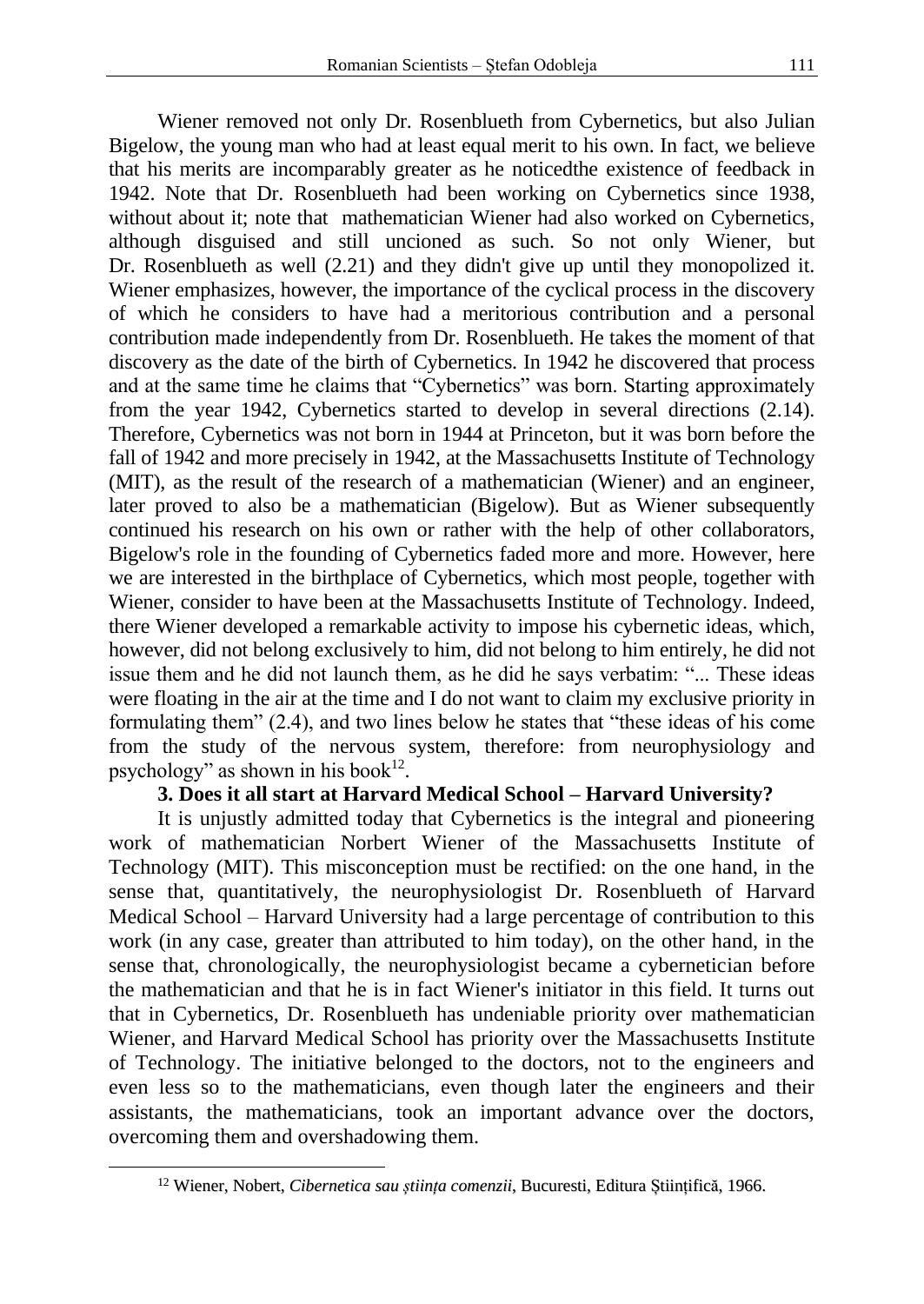Wiener removed not only Dr. Rosenblueth from Cybernetics, but also Julian Bigelow, the young man who had at least equal merit to his own. In fact, we believe that his merits are incomparably greater as he noticedthe existence of feedback in 1942. Note that Dr. Rosenblueth had been working on Cybernetics since 1938, without about it; note that mathematician Wiener had also worked on Cybernetics, although disguised and still uncioned as such. So not only Wiener, but Dr. Rosenblueth as well (2.21) and they didn't give up until they monopolized it. Wiener emphasizes, however, the importance of the cyclical process in the discovery of which he considers to have had a meritorious contribution and a personal contribution made independently from Dr. Rosenblueth. He takes the moment of that discovery as the date of the birth of Cybernetics. In 1942 he discovered that process and at the same time he claims that "Cybernetics" was born. Starting approximately from the year 1942, Cybernetics started to develop in several directions (2.14). Therefore, Cybernetics was not born in 1944 at Princeton, but it was born before the fall of 1942 and more precisely in 1942, at the Massachusetts Institute of Technology (MIT), as the result of the research of a mathematician (Wiener) and an engineer, later proved to also be a mathematician (Bigelow). But as Wiener subsequently continued his research on his own or rather with the help of other collaborators, Bigelow's role in the founding of Cybernetics faded more and more. However, here we are interested in the birthplace of Cybernetics, which most people, together with Wiener, consider to have been at the Massachusetts Institute of Technology. Indeed, there Wiener developed a remarkable activity to impose his cybernetic ideas, which, however, did not belong exclusively to him, did not belong to him entirely, he did not issue them and he did not launch them, as he did he says verbatim: "... These ideas were floating in the air at the time and I do not want to claim my exclusive priority in formulating them" (2.4), and two lines below he states that "these ideas of his come from the study of the nervous system, therefore: from neurophysiology and psychology" as shown in his book[12].

**3. Does it all start at Harvard Medical School – Harvard University?**

It is unjustly admitted today that Cybernetics is the integral and pioneering work of mathematician Norbert Wiener of the Massachusetts Institute of Technology (MIT). This misconception must be rectified: on the one hand, in the sense that, quantitatively, the neurophysiologist Dr. Rosenblueth of Harvard Medical School – Harvard University had a large percentage of contribution to this work (in any case, greater than attributed to him today), on the other hand, in the sense that, chronologically, the neurophysiologist became a cybernetician before the mathematician and that he is in fact Wiener's initiator in this field. It turns out that in Cybernetics, Dr. Rosenblueth has undeniable priority over mathematician Wiener, and Harvard Medical School has priority over the Massachusetts Institute of Technology. The initiative belonged to the doctors, not to the engineers and even less so to the mathematicians, even though later the engineers and their assistants, the mathematicians, took an important advance over the doctors, overcoming them and overshadowing them.

---

[12] Wiener, Nobert, *Cibernetica sau știința comenzii*, Bucuresti, Editura Științifică, 1966.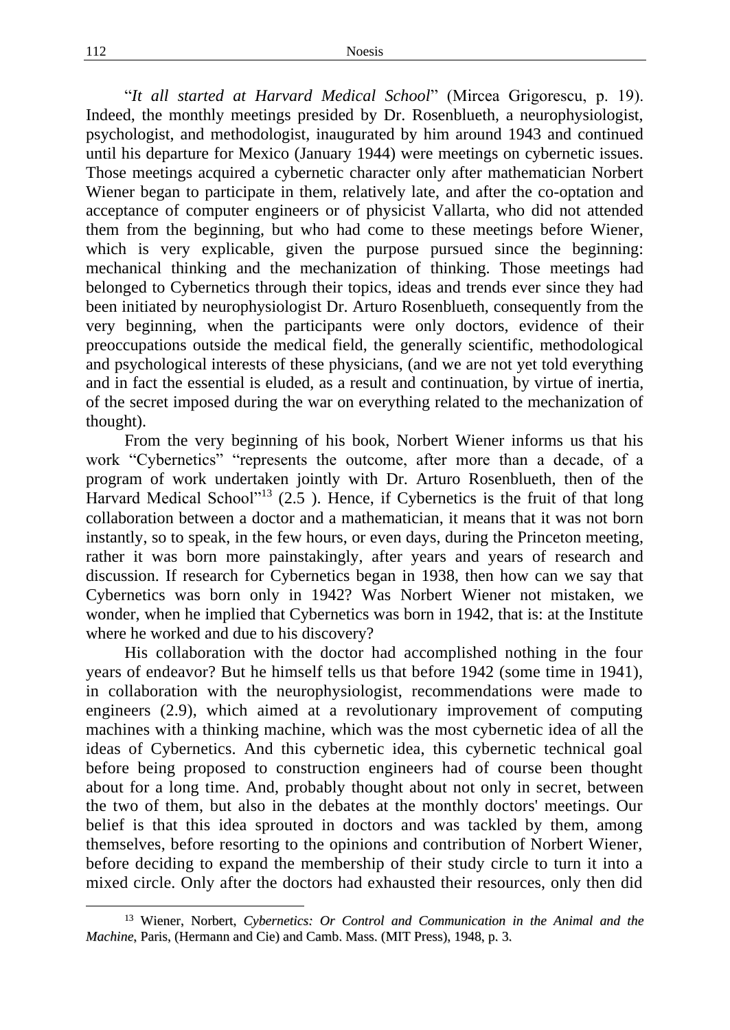"*It all started at Harvard Medical School*" (Mircea Grigorescu, p. 19). Indeed, the monthly meetings presided by Dr. Rosenblueth, a neurophysiologist, psychologist, and methodologist, inaugurated by him around 1943 and continued until his departure for Mexico (January 1944) were meetings on cybernetic issues. Those meetings acquired a cybernetic character only after mathematician Norbert Wiener began to participate in them, relatively late, and after the co-optation and acceptance of computer engineers or of physicist Vallarta, who did not attended them from the beginning, but who had come to these meetings before Wiener, which is very explicable, given the purpose pursued since the beginning: mechanical thinking and the mechanization of thinking. Those meetings had belonged to Cybernetics through their topics, ideas and trends ever since they had been initiated by neurophysiologist Dr. Arturo Rosenblueth, consequently from the very beginning, when the participants were only doctors, evidence of their preoccupations outside the medical field, the generally scientific, methodological and psychological interests of these physicians, (and we are not yet told everything and in fact the essential is eluded, as a result and continuation, by virtue of inertia, of the secret imposed during the war on everything related to the mechanization of thought).

From the very beginning of his book, Norbert Wiener informs us that his work "Cybernetics" "represents the outcome, after more than a decade, of a program of work undertaken jointly with Dr. Arturo Rosenblueth, then of the Harvard Medical School"[13] (2.5 ). Hence, if Cybernetics is the fruit of that long collaboration between a doctor and a mathematician, it means that it was not born instantly, so to speak, in the few hours, or even days, during the Princeton meeting, rather it was born more painstakingly, after years and years of research and discussion. If research for Cybernetics began in 1938, then how can we say that Cybernetics was born only in 1942? Was Norbert Wiener not mistaken, we wonder, when he implied that Cybernetics was born in 1942, that is: at the Institute where he worked and due to his discovery?

His collaboration with the doctor had accomplished nothing in the four years of endeavor? But he himself tells us that before 1942 (some time in 1941), in collaboration with the neurophysiologist, recommendations were made to engineers (2.9), which aimed at a revolutionary improvement of computing machines with a thinking machine, which was the most cybernetic idea of all the ideas of Cybernetics. And this cybernetic idea, this cybernetic technical goal before being proposed to construction engineers had of course been thought about for a long time. And, probably thought about not only in secret, between the two of them, but also in the debates at the monthly doctors' meetings. Our belief is that this idea sprouted in doctors and was tackled by them, among themselves, before resorting to the opinions and contribution of Norbert Wiener, before deciding to expand the membership of their study circle to turn it into a mixed circle. Only after the doctors had exhausted their resources, only then did

[13] Wiener, Norbert, *Cybernetics: Or Control and Communication in the Animal and the Machine*, Paris, (Hermann and Cie) and Camb. Mass. (MIT Press), 1948, p. 3.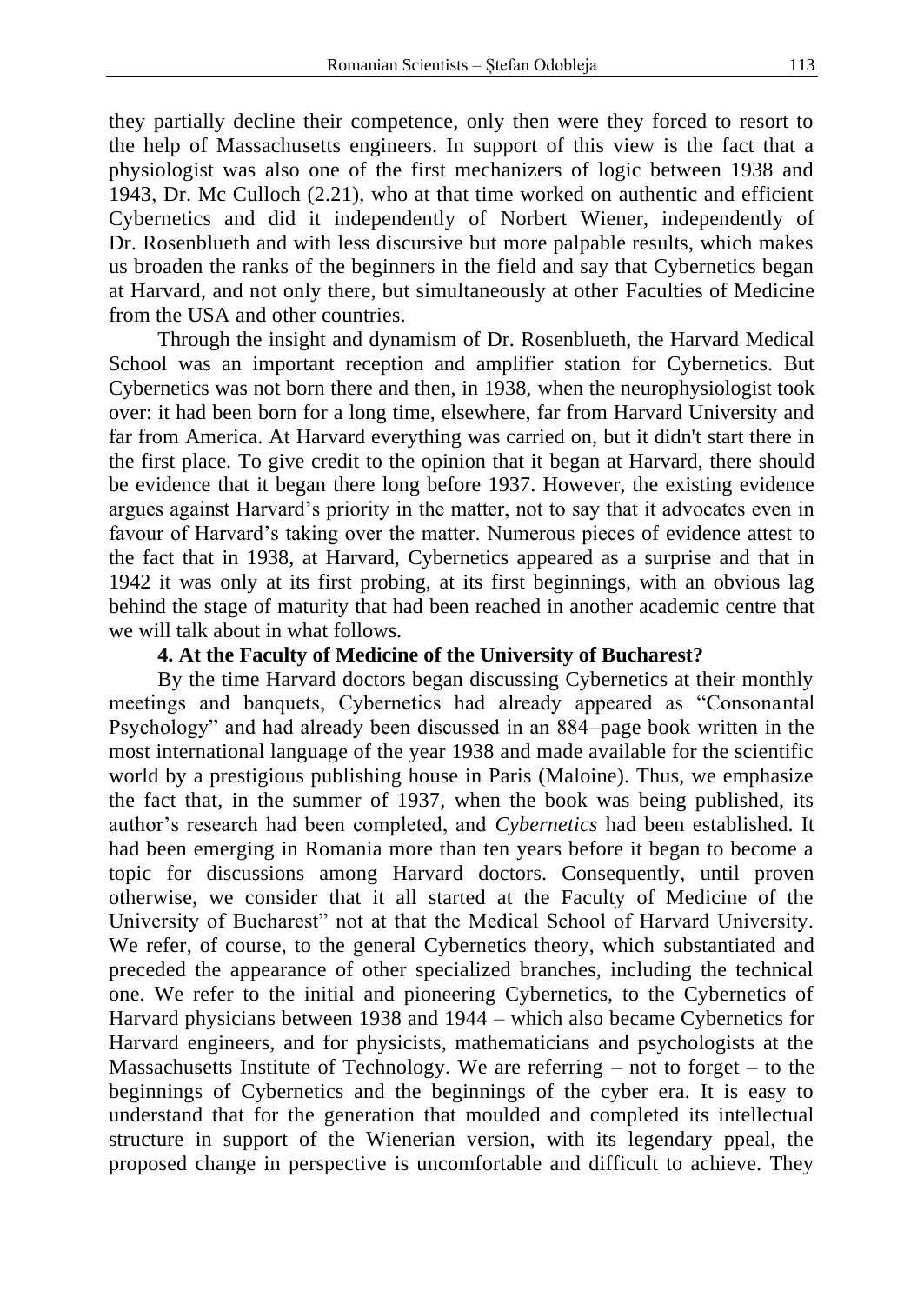they partially decline their competence, only then were they forced to resort to the help of Massachusetts engineers. In support of this view is the fact that a physiologist was also one of the first mechanizers of logic between 1938 and 1943, Dr. Mc Culloch (2.21), who at that time worked on authentic and efficient Cybernetics and did it independently of Norbert Wiener, independently of Dr. Rosenblueth and with less discursive but more palpable results, which makes us broaden the ranks of the beginners in the field and say that Cybernetics began at Harvard, and not only there, but simultaneously at other Faculties of Medicine from the USA and other countries.

Through the insight and dynamism of Dr. Rosenblueth, the Harvard Medical School was an important reception and amplifier station for Cybernetics. But Cybernetics was not born there and then, in 1938, when the neurophysiologist took over: it had been born for a long time, elsewhere, far from Harvard University and far from America. At Harvard everything was carried on, but it didn't start there in the first place. To give credit to the opinion that it began at Harvard, there should be evidence that it began there long before 1937. However, the existing evidence argues against Harvard's priority in the matter, not to say that it advocates even in favour of Harvard's taking over the matter. Numerous pieces of evidence attest to the fact that in 1938, at Harvard, Cybernetics appeared as a surprise and that in 1942 it was only at its first probing, at its first beginnings, with an obvious lag behind the stage of maturity that had been reached in another academic centre that we will talk about in what follows.

### 4. At the Faculty of Medicine of the University of Bucharest?

By the time Harvard doctors began discussing Cybernetics at their monthly meetings and banquets, Cybernetics had already appeared as "Consonantal Psychology" and had already been discussed in an 884–page book written in the most international language of the year 1938 and made available for the scientific world by a prestigious publishing house in Paris (Maloine). Thus, we emphasize the fact that, in the summer of 1937, when the book was being published, its author's research had been completed, and *Cybernetics* had been established. It had been emerging in Romania more than ten years before it began to become a topic for discussions among Harvard doctors. Consequently, until proven otherwise, we consider that it all started at the Faculty of Medicine of the University of Bucharest" not at that the Medical School of Harvard University. We refer, of course, to the general Cybernetics theory, which substantiated and preceded the appearance of other specialized branches, including the technical one. We refer to the initial and pioneering Cybernetics, to the Cybernetics of Harvard physicians between 1938 and 1944 – which also became Cybernetics for Harvard engineers, and for physicists, mathematicians and psychologists at the Massachusetts Institute of Technology. We are referring – not to forget – to the beginnings of Cybernetics and the beginnings of the cyber era. It is easy to understand that for the generation that moulded and completed its intellectual structure in support of the Wienerian version, with its legendary ppeal, the proposed change in perspective is uncomfortable and difficult to achieve. They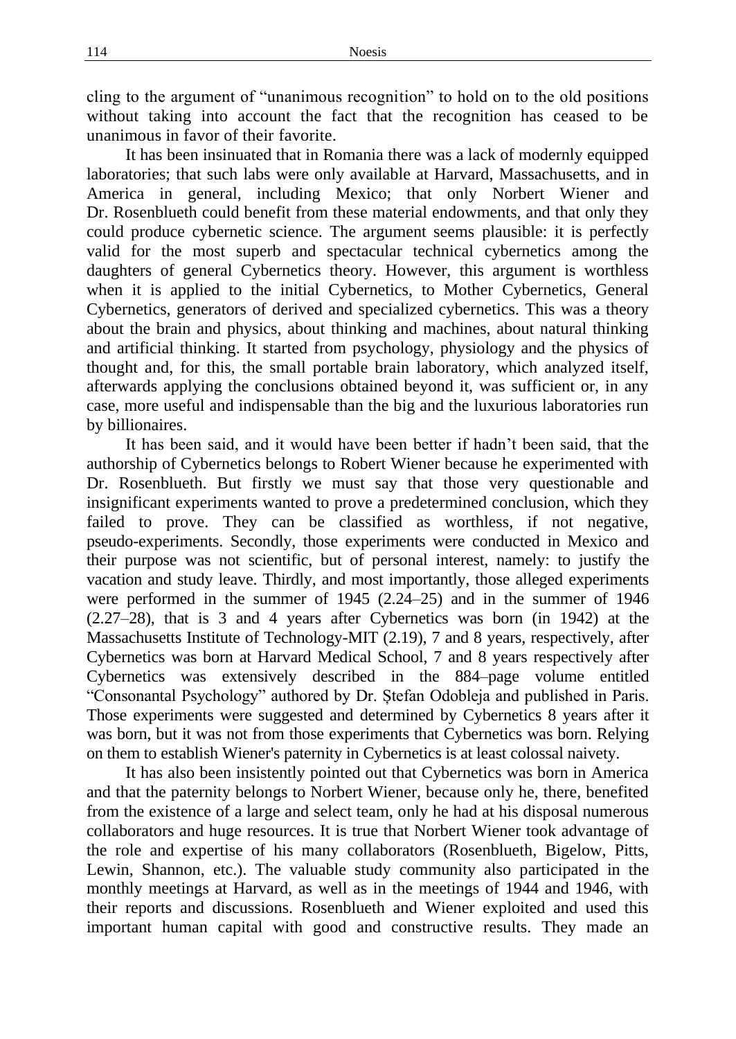cling to the argument of "unanimous recognition" to hold on to the old positions without taking into account the fact that the recognition has ceased to be unanimous in favor of their favorite.

It has been insinuated that in Romania there was a lack of modernly equipped laboratories; that such labs were only available at Harvard, Massachusetts, and in America in general, including Mexico; that only Norbert Wiener and Dr. Rosenblueth could benefit from these material endowments, and that only they could produce cybernetic science. The argument seems plausible: it is perfectly valid for the most superb and spectacular technical cybernetics among the daughters of general Cybernetics theory. However, this argument is worthless when it is applied to the initial Cybernetics, to Mother Cybernetics, General Cybernetics, generators of derived and specialized cybernetics. This was a theory about the brain and physics, about thinking and machines, about natural thinking and artificial thinking. It started from psychology, physiology and the physics of thought and, for this, the small portable brain laboratory, which analyzed itself, afterwards applying the conclusions obtained beyond it, was sufficient or, in any case, more useful and indispensable than the big and the luxurious laboratories run by billionaires.

It has been said, and it would have been better if hadn't been said, that the authorship of Cybernetics belongs to Robert Wiener because he experimented with Dr. Rosenblueth. But firstly we must say that those very questionable and insignificant experiments wanted to prove a predetermined conclusion, which they failed to prove. They can be classified as worthless, if not negative, pseudo-experiments. Secondly, those experiments were conducted in Mexico and their purpose was not scientific, but of personal interest, namely: to justify the vacation and study leave. Thirdly, and most importantly, those alleged experiments were performed in the summer of 1945 (2.24–25) and in the summer of 1946 (2.27–28), that is 3 and 4 years after Cybernetics was born (in 1942) at the Massachusetts Institute of Technology-MIT (2.19), 7 and 8 years, respectively, after Cybernetics was born at Harvard Medical School, 7 and 8 years respectively after Cybernetics was extensively described in the 884–page volume entitled "Consonantal Psychology" authored by Dr. Ștefan Odobleja and published in Paris. Those experiments were suggested and determined by Cybernetics 8 years after it was born, but it was not from those experiments that Cybernetics was born. Relying on them to establish Wiener's paternity in Cybernetics is at least colossal naivety.

It has also been insistently pointed out that Cybernetics was born in America and that the paternity belongs to Norbert Wiener, because only he, there, benefited from the existence of a large and select team, only he had at his disposal numerous collaborators and huge resources. It is true that Norbert Wiener took advantage of the role and expertise of his many collaborators (Rosenblueth, Bigelow, Pitts, Lewin, Shannon, etc.). The valuable study community also participated in the monthly meetings at Harvard, as well as in the meetings of 1944 and 1946, with their reports and discussions. Rosenblueth and Wiener exploited and used this important human capital with good and constructive results. They made an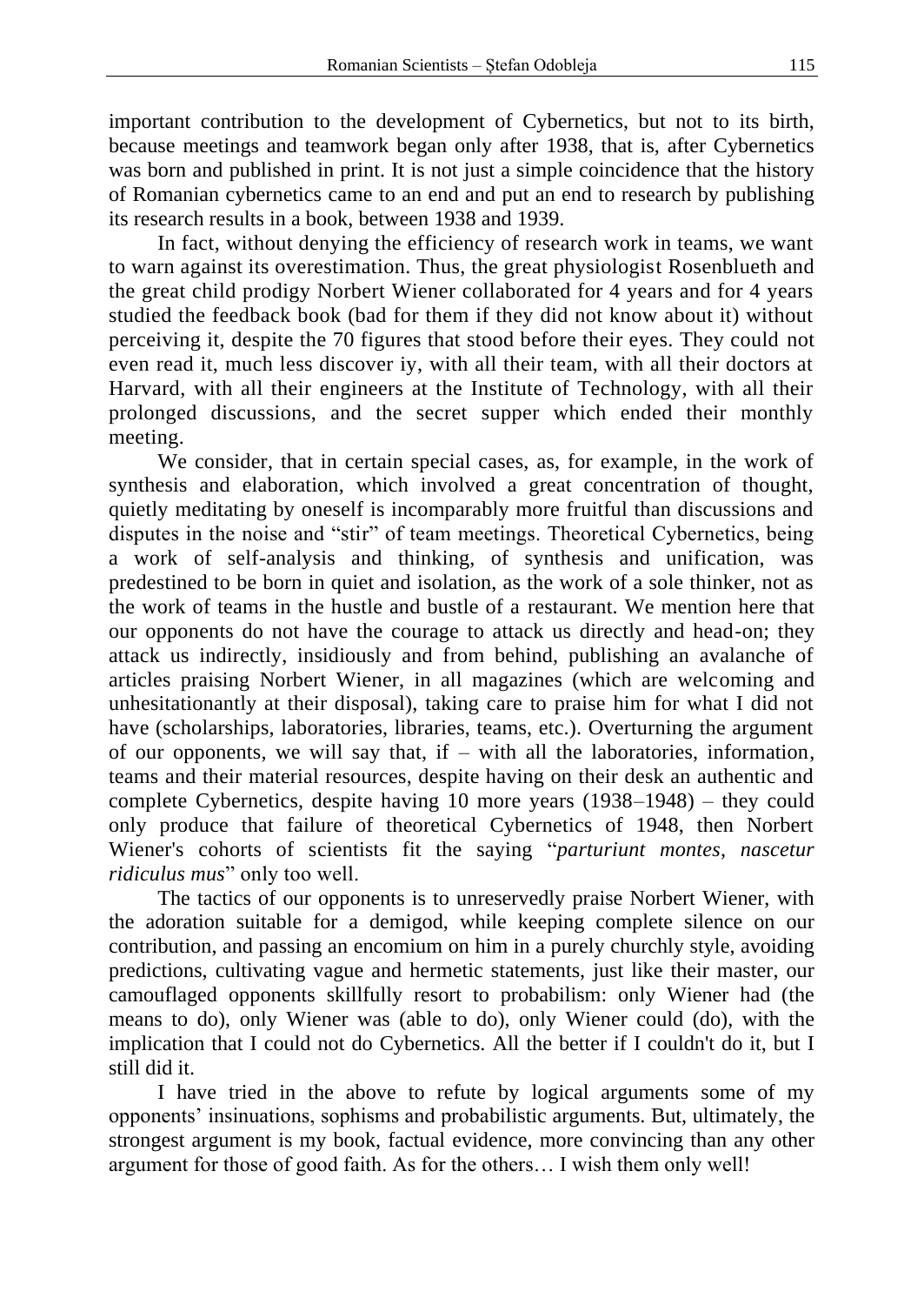important contribution to the development of Cybernetics, but not to its birth, because meetings and teamwork began only after 1938, that is, after Cybernetics was born and published in print. It is not just a simple coincidence that the history of Romanian cybernetics came to an end and put an end to research by publishing its research results in a book, between 1938 and 1939.

In fact, without denying the efficiency of research work in teams, we want to warn against its overestimation. Thus, the great physiologist Rosenblueth and the great child prodigy Norbert Wiener collaborated for 4 years and for 4 years studied the feedback book (bad for them if they did not know about it) without perceiving it, despite the 70 figures that stood before their eyes. They could not even read it, much less discover iy, with all their team, with all their doctors at Harvard, with all their engineers at the Institute of Technology, with all their prolonged discussions, and the secret supper which ended their monthly meeting.

We consider, that in certain special cases, as, for example, in the work of synthesis and elaboration, which involved a great concentration of thought, quietly meditating by oneself is incomparably more fruitful than discussions and disputes in the noise and "stir" of team meetings. Theoretical Cybernetics, being a work of self-analysis and thinking, of synthesis and unification, was predestined to be born in quiet and isolation, as the work of a sole thinker, not as the work of teams in the hustle and bustle of a restaurant. We mention here that our opponents do not have the courage to attack us directly and head-on; they attack us indirectly, insidiously and from behind, publishing an avalanche of articles praising Norbert Wiener, in all magazines (which are welcoming and unhesitationantly at their disposal), taking care to praise him for what I did not have (scholarships, laboratories, libraries, teams, etc.). Overturning the argument of our opponents, we will say that, if – with all the laboratories, information, teams and their material resources, despite having on their desk an authentic and complete Cybernetics, despite having 10 more years (1938–1948) – they could only produce that failure of theoretical Cybernetics of 1948, then Norbert Wiener's cohorts of scientists fit the saying "*parturiunt montes, nascetur ridiculus mus*" only too well.

The tactics of our opponents is to unreservedly praise Norbert Wiener, with the adoration suitable for a demigod, while keeping complete silence on our contribution, and passing an encomium on him in a purely churchly style, avoiding predictions, cultivating vague and hermetic statements, just like their master, our camouflaged opponents skillfully resort to probabilism: only Wiener had (the means to do), only Wiener was (able to do), only Wiener could (do), with the implication that I could not do Cybernetics. All the better if I couldn't do it, but I still did it.

I have tried in the above to refute by logical arguments some of my opponents' insinuations, sophisms and probabilistic arguments. But, ultimately, the strongest argument is my book, factual evidence, more convincing than any other argument for those of good faith. As for the others… I wish them only well!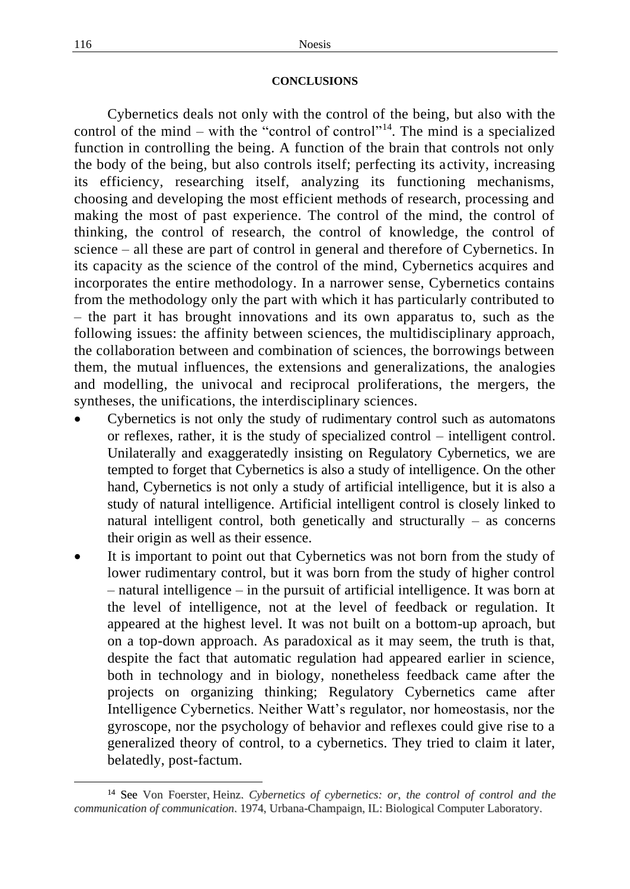## CONCLUSIONS

Cybernetics deals not only with the control of the being, but also with the control of the mind – with the "control of control"[14]. The mind is a specialized function in controlling the being. A function of the brain that controls not only the body of the being, but also controls itself; perfecting its activity, increasing its efficiency, researching itself, analyzing its functioning mechanisms, choosing and developing the most efficient methods of research, processing and making the most of past experience. The control of the mind, the control of thinking, the control of research, the control of knowledge, the control of science – all these are part of control in general and therefore of Cybernetics. In its capacity as the science of the control of the mind, Cybernetics acquires and incorporates the entire methodology. In a narrower sense, Cybernetics contains from the methodology only the part with which it has particularly contributed to – the part it has brought innovations and its own apparatus to, such as the following issues: the affinity between sciences, the multidisciplinary approach, the collaboration between and combination of sciences, the borrowings between them, the mutual influences, the extensions and generalizations, the analogies and modelling, the univocal and reciprocal proliferations, the mergers, the syntheses, the unifications, the interdisciplinary sciences.

- Cybernetics is not only the study of rudimentary control such as automatons or reflexes, rather, it is the study of specialized control – intelligent control. Unilaterally and exaggeratedly insisting on Regulatory Cybernetics, we are tempted to forget that Cybernetics is also a study of intelligence. On the other hand, Cybernetics is not only a study of artificial intelligence, but it is also a study of natural intelligence. Artificial intelligent control is closely linked to natural intelligent control, both genetically and structurally – as concerns their origin as well as their essence.
- It is important to point out that Cybernetics was not born from the study of lower rudimentary control, but it was born from the study of higher control – natural intelligence – in the pursuit of artificial intelligence. It was born at the level of intelligence, not at the level of feedback or regulation. It appeared at the highest level. It was not built on a bottom-up aproach, but on a top-down approach. As paradoxical as it may seem, the truth is that, despite the fact that automatic regulation had appeared earlier in science, both in technology and in biology, nonetheless feedback came after the projects on organizing thinking; Regulatory Cybernetics came after Intelligence Cybernetics. Neither Watt's regulator, nor homeostasis, nor the gyroscope, nor the psychology of behavior and reflexes could give rise to a generalized theory of control, to a cybernetics. They tried to claim it later, belatedly, post-factum.

---

[14] See Von Foerster, Heinz. *Cybernetics of cybernetics: or, the control of control and the communication of communication*. 1974, Urbana-Champaign, IL: Biological Computer Laboratory.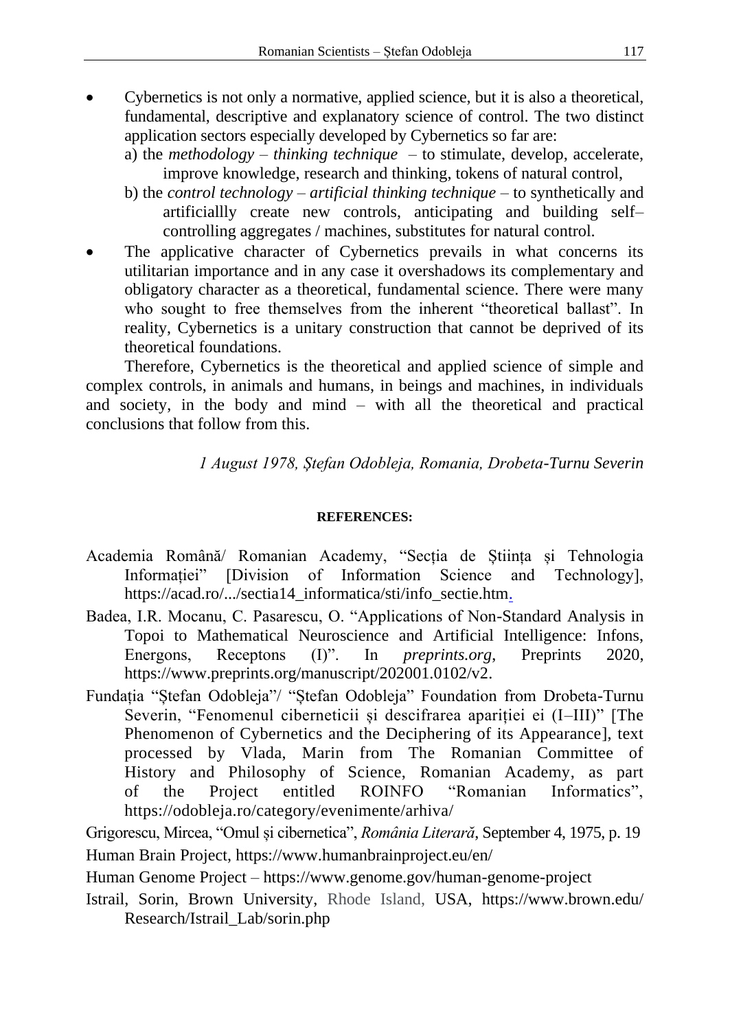- Cybernetics is not only a normative, applied science, but it is also a theoretical, fundamental, descriptive and explanatory science of control. The two distinct application sectors especially developed by Cybernetics so far are:
  a) the *methodology – thinking technique* – to stimulate, develop, accelerate, improve knowledge, research and thinking, tokens of natural control,
  b) the *control technology – artificial thinking technique* – to synthetically and artificiallly create new controls, anticipating and building self–controlling aggregates / machines, substitutes for natural control.
- The applicative character of Cybernetics prevails in what concerns its utilitarian importance and in any case it overshadows its complementary and obligatory character as a theoretical, fundamental science. There were many who sought to free themselves from the inherent "theoretical ballast". In reality, Cybernetics is a unitary construction that cannot be deprived of its theoretical foundations.

Therefore, Cybernetics is the theoretical and applied science of simple and complex controls, in animals and humans, in beings and machines, in individuals and society, in the body and mind – with all the theoretical and practical conclusions that follow from this.

*1 August 1978, Ștefan Odobleja, Romania, Drobeta-Turnu Severin*

**REFERENCES:**

Academia Română/ Romanian Academy, "Secția de Știința și Tehnologia Informației" [Division of Information Science and Technology], https://acad.ro/.../sectia14_informatica/sti/info_sectie.htm.

Badea, I.R. Mocanu, C. Pasarescu, O. "Applications of Non-Standard Analysis in Topoi to Mathematical Neuroscience and Artificial Intelligence: Infons, Energons, Receptons (I)". In *preprints.org*, Preprints 2020, https://www.preprints.org/manuscript/202001.0102/v2.

Fundația "Ștefan Odobleja"/ "Ștefan Odobleja" Foundation from Drobeta-Turnu Severin, "Fenomenul ciberneticii și descifrarea apariției ei (I–III)" [The Phenomenon of Cybernetics and the Deciphering of its Appearance], text processed by Vlada, Marin from The Romanian Committee of History and Philosophy of Science, Romanian Academy, as part of the Project entitled ROINFO "Romanian Informatics", https://odobleja.ro/category/evenimente/arhiva/

Grigorescu, Mircea, "Omul și cibernetica", *România Literară*, September 4, 1975, p. 19

Human Brain Project, https://www.humanbrainproject.eu/en/

Human Genome Project – https://www.genome.gov/human-genome-project

Istrail, Sorin, Brown University, Rhode Island, USA, https://www.brown.edu/Research/Istrail_Lab/sorin.php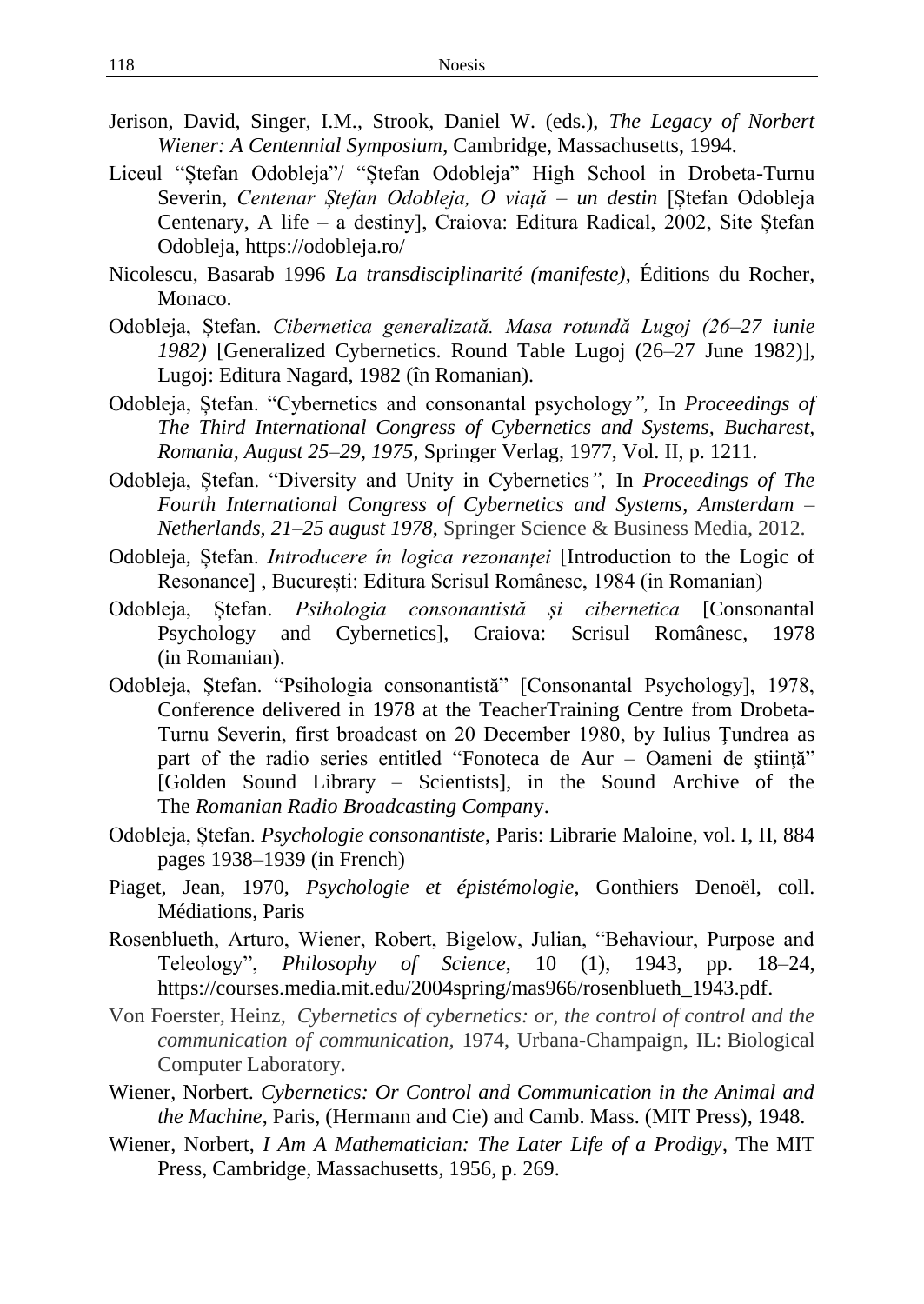Jerison, David, Singer, I.M., Strook, Daniel W. (eds.), *The Legacy of Norbert Wiener: A Centennial Symposium*, Cambridge, Massachusetts, 1994.

Liceul "Ștefan Odobleja"/ "Ștefan Odobleja" High School in Drobeta-Turnu Severin, *Centenar Ștefan Odobleja, O viață – un destin* [Ștefan Odobleja Centenary, A life – a destiny], Craiova: Editura Radical, 2002, Site Ștefan Odobleja, https://odobleja.ro/

Nicolescu, Basarab 1996 *La transdisciplinarité (manifeste)*, Éditions du Rocher, Monaco.

Odobleja, Ștefan. *Cibernetica generalizată. Masa rotundă Lugoj (26–27 iunie 1982)* [Generalized Cybernetics. Round Table Lugoj (26–27 June 1982)], Lugoj: Editura Nagard, 1982 (în Romanian).

Odobleja, Ștefan. "Cybernetics and consonantal psychology*",* In *Proceedings of The Third International Congress of Cybernetics and Systems, Bucharest, Romania, August 25–29, 1975*, Springer Verlag, 1977, Vol. II, p. 1211.

Odobleja, Ștefan. "Diversity and Unity in Cybernetics*",* In *Proceedings of The Fourth International Congress of Cybernetics and Systems*, *Amsterdam – Netherlands, 21–25 august 1978*, Springer Science & Business Media, 2012.

Odobleja, Ștefan. *Introducere în logica rezonanței* [Introduction to the Logic of Resonance] , București: Editura Scrisul Românesc, 1984 (in Romanian)

Odobleja, Ștefan. *Psihologia consonantistă și cibernetica* [Consonantal Psychology and Cybernetics], Craiova: Scrisul Românesc, 1978 (in Romanian).

Odobleja, Ștefan. "Psihologia consonantistă" [Consonantal Psychology], 1978, Conference delivered in 1978 at the TeacherTraining Centre from Drobeta-Turnu Severin, first broadcast on 20 December 1980, by Iulius Țundrea as part of the radio series entitled "Fonoteca de Aur – Oameni de știință" [Golden Sound Library – Scientists], in the Sound Archive of the The *Romanian Radio Broadcasting Compan*y.

Odobleja, Ștefan. *Psychologie consonantiste*, Paris: Librarie Maloine, vol. I, II, 884 pages 1938–1939 (in French)

Piaget, Jean, 1970, *Psychologie et épistémologie*, Gonthiers Denoël, coll. Médiations, Paris

Rosenblueth, Arturo, Wiener, Robert, Bigelow, Julian, "Behaviour, Purpose and Teleology", *Philosophy of Science*, 10 (1), 1943, pp. 18–24, https://courses.media.mit.edu/2004spring/mas966/rosenblueth_1943.pdf.

Von Foerster, Heinz, *Cybernetics of cybernetics: or, the control of control and the communication of communication,* 1974, Urbana-Champaign, IL: Biological Computer Laboratory.

Wiener, Norbert. *Cybernetics: Or Control and Communication in the Animal and the Machine*, Paris, (Hermann and Cie) and Camb. Mass. (MIT Press), 1948.

Wiener, Norbert, *I Am A Mathematician: The Later Life of a Prodigy*, The MIT Press, Cambridge, Massachusetts, 1956, p. 269.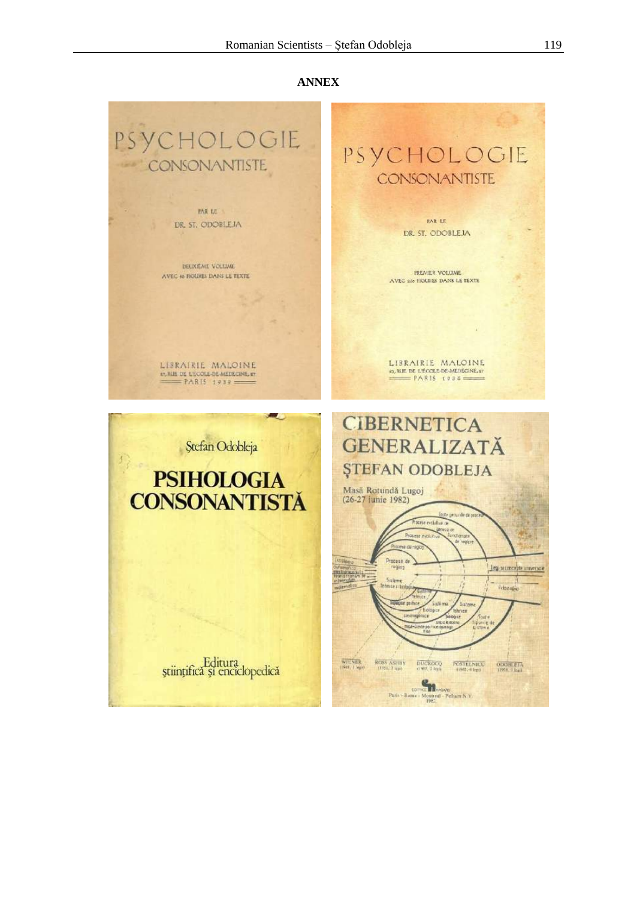**ANNEX**

PSYCHOLOGIE CONSONANTISTE

PAR LE DR. ST. ODOBLEJA

DEUXIÈME VOLUME
AVEC 40 FIGURES DANS LE TEXTE

LIBRAIRIE MALOINE
27, RUE DE L'ÉCOLE-DE-MÉDECINE, 27
PARIS 1939

PSYCHOLOGIE CONSONANTISTE

PAR LE DR. ST. ODOBLEJA

PREMIER VOLUME
AVEC 20 FIGURES DANS LE TEXTE

LIBRAIRIE MALOINE
27, RUE DE L'ÉCOLE-DE-MÉDECINE, 27
PARIS 1938

Ștefan Odobleja

**PSIHOLOGIA CONSONANTISTĂ**

Editura științifică și enciclopedică

CIBERNETICA GENERALIZATĂ
ȘTEFAN ODOBLEJA

Masă Rotundă Lugoj
(26-27 iunie 1982)

Paris - Roma - Montreal - Pelham N.Y.
1982